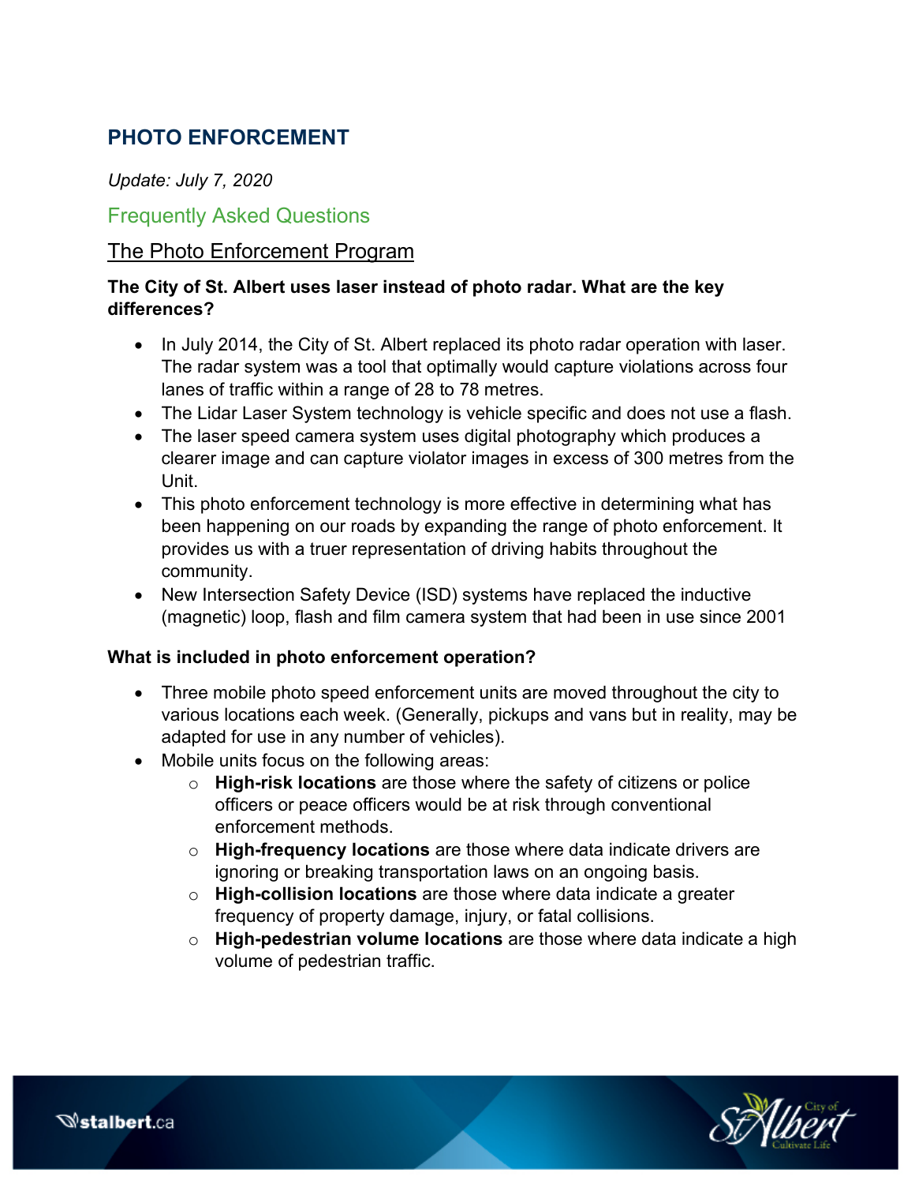# PHOTO ENFORCEMENT

*Update: July 7, 2020*

## Frequently Asked Questions

### The Photo Enforcement Program

**The City of St. Albert uses laser instead of photo radar. What are the key differences?**

- In July 2014, the City of St. Albert replaced its photo radar operation with laser. The radar system was a tool that optimally would capture violations across four lanes of traffic within a range of 28 to 78 metres.
- The Lidar Laser System technology is vehicle specific and does not use a flash.
- The laser speed camera system uses digital photography which produces a clearer image and can capture violator images in excess of 300 metres from the Unit.
- This photo enforcement technology is more effective in determining what has been happening on our roads by expanding the range of photo enforcement. It provides us with a truer representation of driving habits throughout the community.
- New Intersection Safety Device (ISD) systems have replaced the inductive (magnetic) loop, flash and film camera system that had been in use since 2001

**What is included in photo enforcement operation?**

- Three mobile photo speed enforcement units are moved throughout the city to various locations each week. (Generally, pickups and vans but in reality, may be adapted for use in any number of vehicles).
- Mobile units focus on the following areas:
  - **High-risk locations** are those where the safety of citizens or police officers or peace officers would be at risk through conventional enforcement methods.
  - **High-frequency locations** are those where data indicate drivers are ignoring or breaking transportation laws on an ongoing basis.
  - **High-collision locations** are those where data indicate a greater frequency of property damage, injury, or fatal collisions.
  - **High-pedestrian volume locations** are those where data indicate a high volume of pedestrian traffic.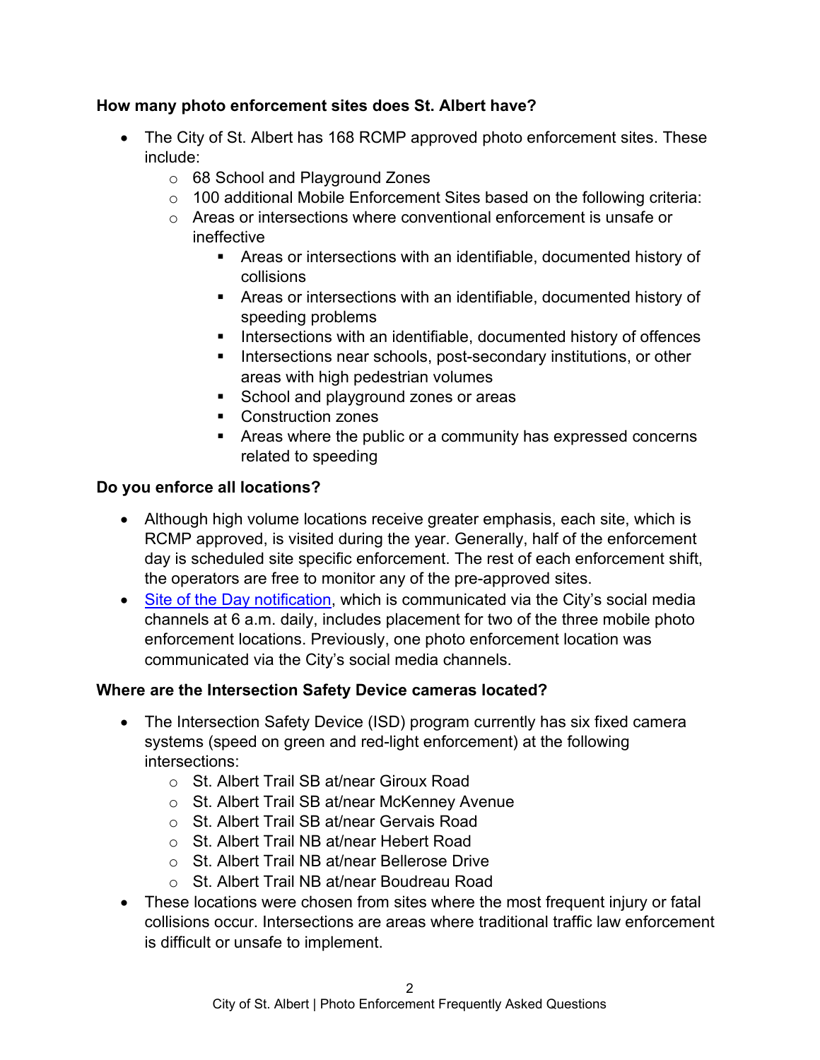**How many photo enforcement sites does St. Albert have?**

- The City of St. Albert has 168 RCMP approved photo enforcement sites. These include:
    - 68 School and Playground Zones
    - 100 additional Mobile Enforcement Sites based on the following criteria:
    - Areas or intersections where conventional enforcement is unsafe or ineffective
        - Areas or intersections with an identifiable, documented history of collisions
        - Areas or intersections with an identifiable, documented history of speeding problems
        - Intersections with an identifiable, documented history of offences
        - Intersections near schools, post-secondary institutions, or other areas with high pedestrian volumes
        - School and playground zones or areas
        - Construction zones
        - Areas where the public or a community has expressed concerns related to speeding

**Do you enforce all locations?**

- Although high volume locations receive greater emphasis, each site, which is RCMP approved, is visited during the year. Generally, half of the enforcement day is scheduled site specific enforcement. The rest of each enforcement shift, the operators are free to monitor any of the pre-approved sites.
- Site of the Day notification, which is communicated via the City's social media channels at 6 a.m. daily, includes placement for two of the three mobile photo enforcement locations. Previously, one photo enforcement location was communicated via the City's social media channels.

**Where are the Intersection Safety Device cameras located?**

- The Intersection Safety Device (ISD) program currently has six fixed camera systems (speed on green and red-light enforcement) at the following intersections:
    - St. Albert Trail SB at/near Giroux Road
    - St. Albert Trail SB at/near McKenney Avenue
    - St. Albert Trail SB at/near Gervais Road
    - St. Albert Trail NB at/near Hebert Road
    - St. Albert Trail NB at/near Bellerose Drive
    - St. Albert Trail NB at/near Boudreau Road
- These locations were chosen from sites where the most frequent injury or fatal collisions occur. Intersections are areas where traditional traffic law enforcement is difficult or unsafe to implement.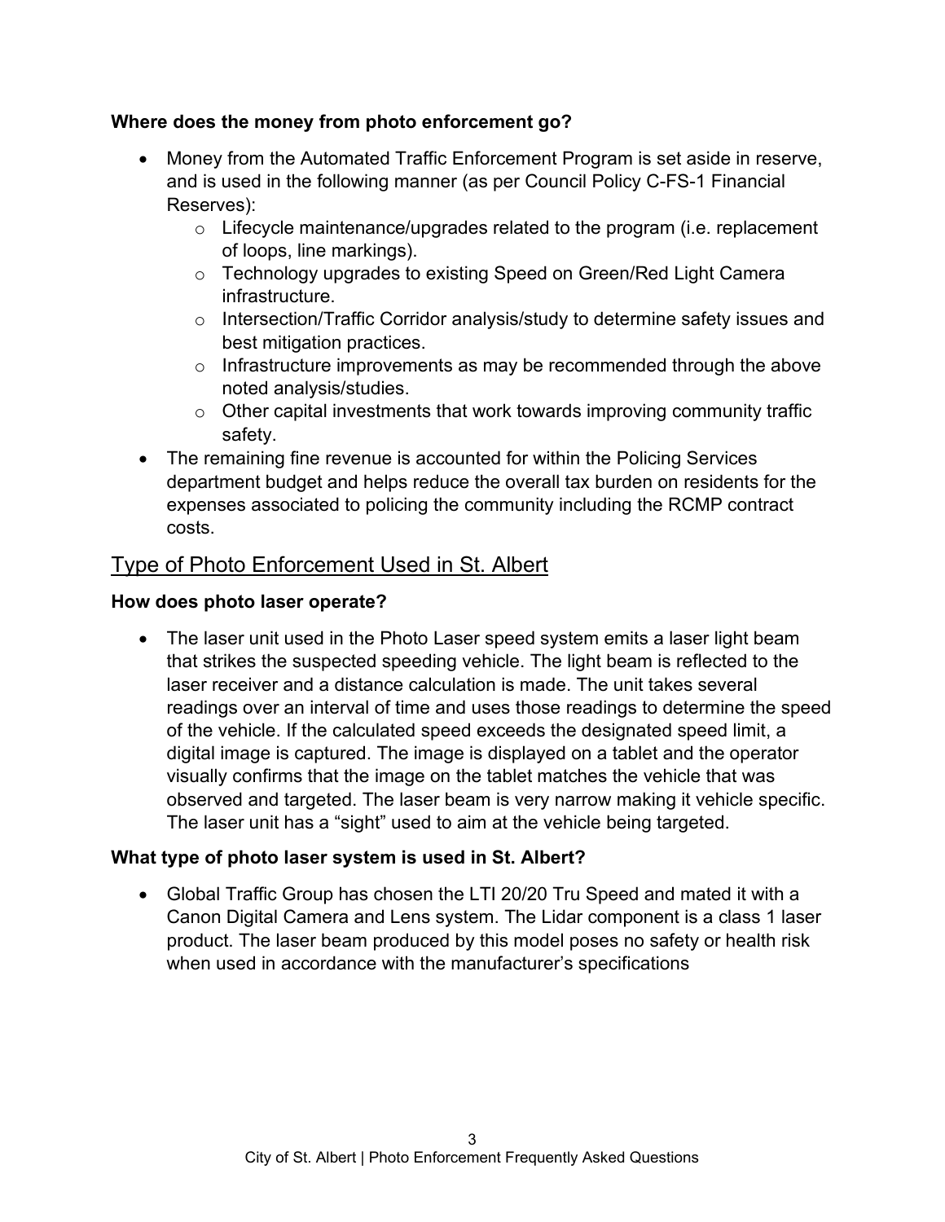**Where does the money from photo enforcement go?**

- Money from the Automated Traffic Enforcement Program is set aside in reserve, and is used in the following manner (as per Council Policy C-FS-1 Financial Reserves):
  - Lifecycle maintenance/upgrades related to the program (i.e. replacement of loops, line markings).
  - Technology upgrades to existing Speed on Green/Red Light Camera infrastructure.
  - Intersection/Traffic Corridor analysis/study to determine safety issues and best mitigation practices.
  - Infrastructure improvements as may be recommended through the above noted analysis/studies.
  - Other capital investments that work towards improving community traffic safety.
- The remaining fine revenue is accounted for within the Policing Services department budget and helps reduce the overall tax burden on residents for the expenses associated to policing the community including the RCMP contract costs.

## Type of Photo Enforcement Used in St. Albert

**How does photo laser operate?**

- The laser unit used in the Photo Laser speed system emits a laser light beam that strikes the suspected speeding vehicle. The light beam is reflected to the laser receiver and a distance calculation is made. The unit takes several readings over an interval of time and uses those readings to determine the speed of the vehicle. If the calculated speed exceeds the designated speed limit, a digital image is captured. The image is displayed on a tablet and the operator visually confirms that the image on the tablet matches the vehicle that was observed and targeted. The laser beam is very narrow making it vehicle specific. The laser unit has a "sight" used to aim at the vehicle being targeted.

**What type of photo laser system is used in St. Albert?**

- Global Traffic Group has chosen the LTI 20/20 Tru Speed and mated it with a Canon Digital Camera and Lens system. The Lidar component is a class 1 laser product. The laser beam produced by this model poses no safety or health risk when used in accordance with the manufacturer's specifications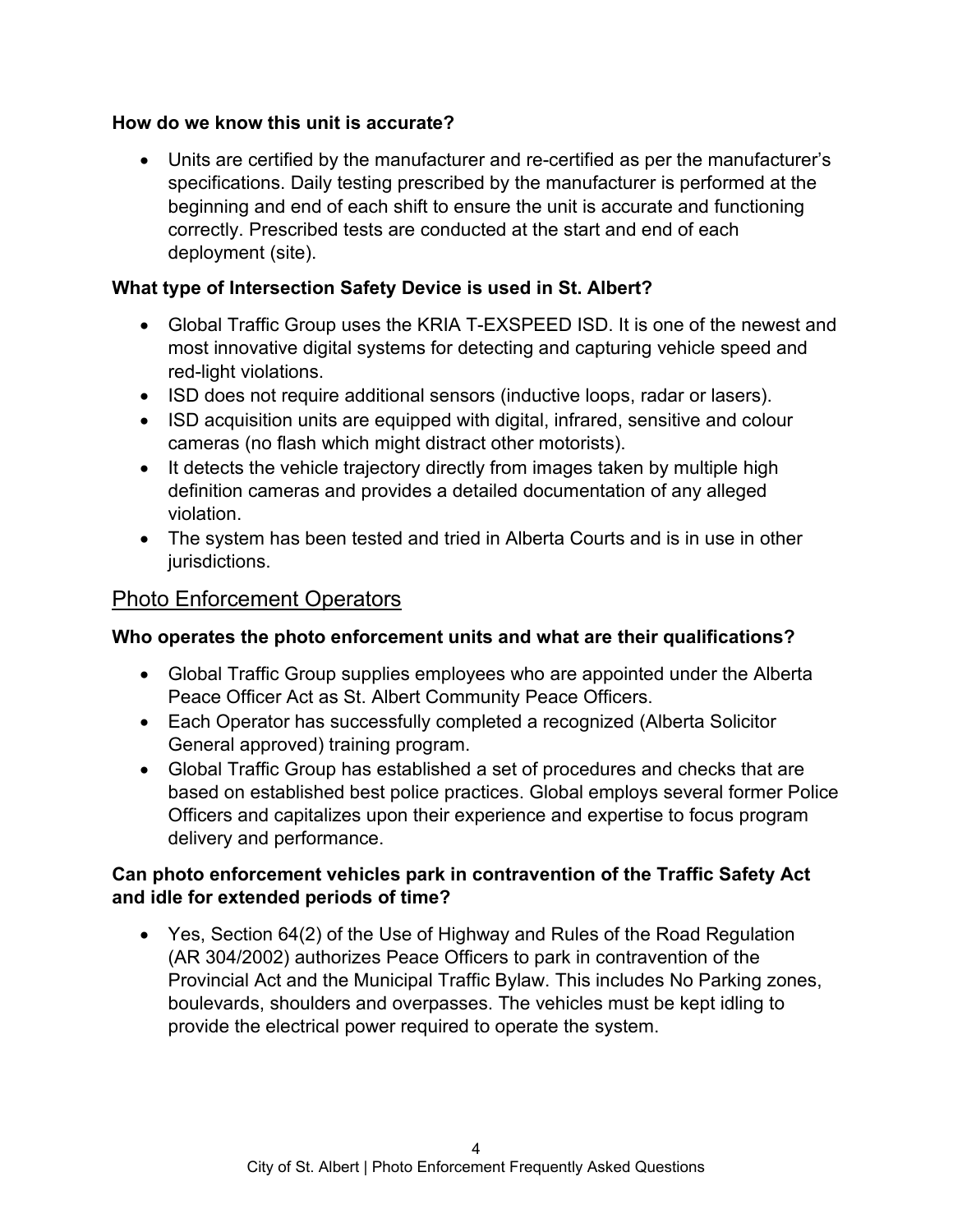**How do we know this unit is accurate?**

- Units are certified by the manufacturer and re-certified as per the manufacturer's specifications. Daily testing prescribed by the manufacturer is performed at the beginning and end of each shift to ensure the unit is accurate and functioning correctly. Prescribed tests are conducted at the start and end of each deployment (site).

**What type of Intersection Safety Device is used in St. Albert?**

- Global Traffic Group uses the KRIA T-EXSPEED ISD. It is one of the newest and most innovative digital systems for detecting and capturing vehicle speed and red-light violations.
- ISD does not require additional sensors (inductive loops, radar or lasers).
- ISD acquisition units are equipped with digital, infrared, sensitive and colour cameras (no flash which might distract other motorists).
- It detects the vehicle trajectory directly from images taken by multiple high definition cameras and provides a detailed documentation of any alleged violation.
- The system has been tested and tried in Alberta Courts and is in use in other jurisdictions.

## Photo Enforcement Operators

**Who operates the photo enforcement units and what are their qualifications?**

- Global Traffic Group supplies employees who are appointed under the Alberta Peace Officer Act as St. Albert Community Peace Officers.
- Each Operator has successfully completed a recognized (Alberta Solicitor General approved) training program.
- Global Traffic Group has established a set of procedures and checks that are based on established best police practices. Global employs several former Police Officers and capitalizes upon their experience and expertise to focus program delivery and performance.

**Can photo enforcement vehicles park in contravention of the Traffic Safety Act and idle for extended periods of time?**

- Yes, Section 64(2) of the Use of Highway and Rules of the Road Regulation (AR 304/2002) authorizes Peace Officers to park in contravention of the Provincial Act and the Municipal Traffic Bylaw. This includes No Parking zones, boulevards, shoulders and overpasses. The vehicles must be kept idling to provide the electrical power required to operate the system.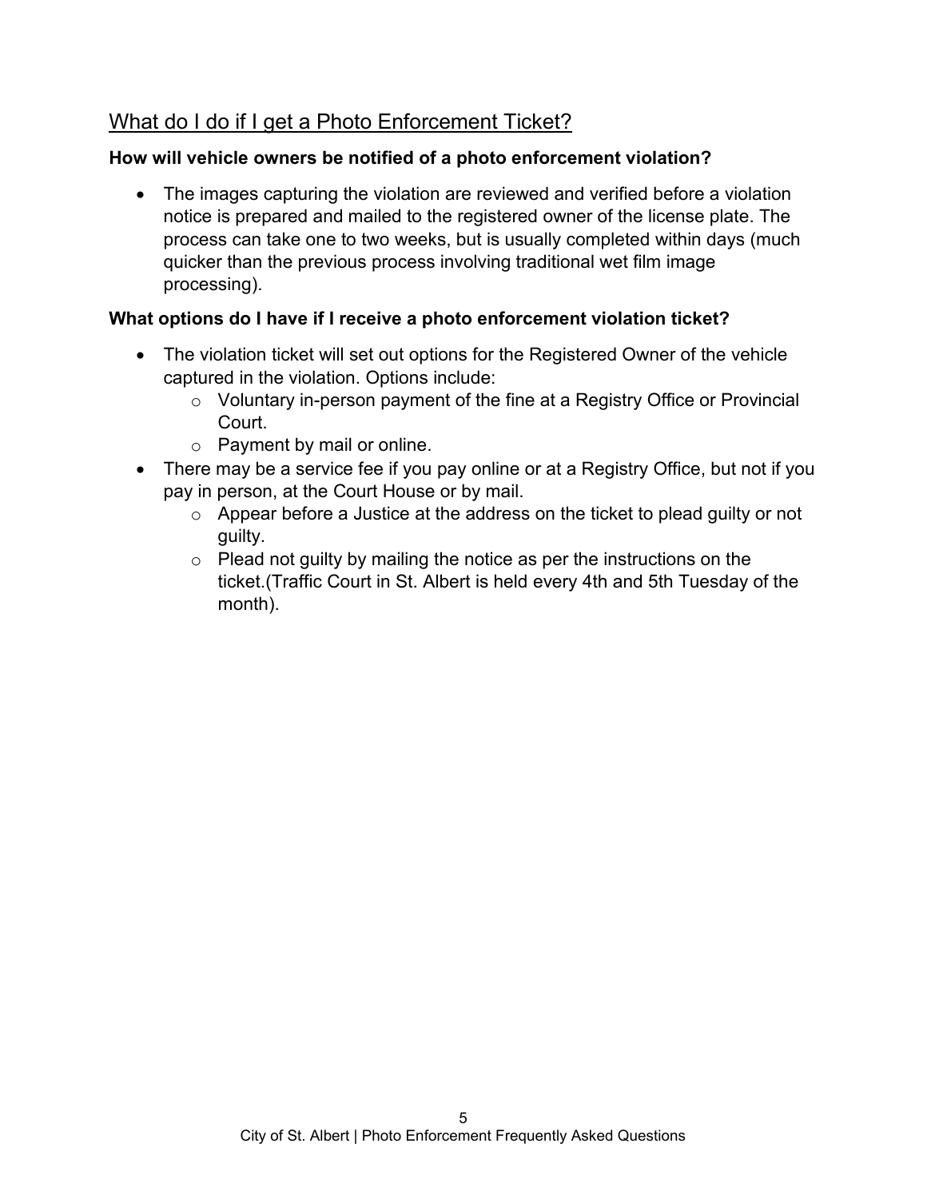## What do I do if I get a Photo Enforcement Ticket?

**How will vehicle owners be notified of a photo enforcement violation?**

- The images capturing the violation are reviewed and verified before a violation notice is prepared and mailed to the registered owner of the license plate. The process can take one to two weeks, but is usually completed within days (much quicker than the previous process involving traditional wet film image processing).

**What options do I have if I receive a photo enforcement violation ticket?**

- The violation ticket will set out options for the Registered Owner of the vehicle captured in the violation. Options include:
  - Voluntary in-person payment of the fine at a Registry Office or Provincial Court.
  - Payment by mail or online.
- There may be a service fee if you pay online or at a Registry Office, but not if you pay in person, at the Court House or by mail.
  - Appear before a Justice at the address on the ticket to plead guilty or not guilty.
  - Plead not guilty by mailing the notice as per the instructions on the ticket.(Traffic Court in St. Albert is held every 4th and 5th Tuesday of the month).